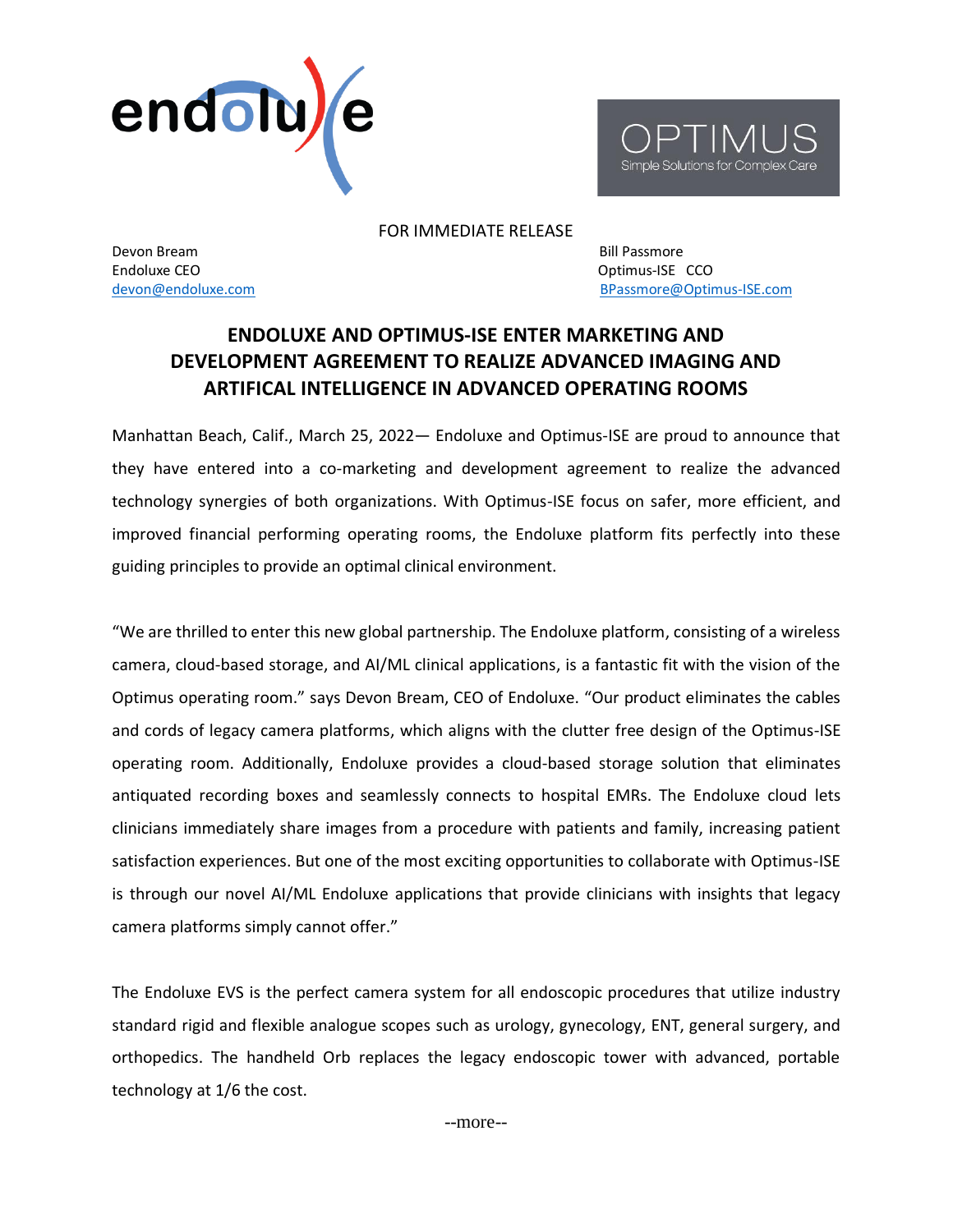FOR IMMEDIATE RELEASE

Devon Bream
Endoluxe CEO
devon@endoluxe.com

Bill Passmore
Optimus-ISE CCO
BPassmore@Optimus-ISE.com

# ENDOLUXE AND OPTIMUS-ISE ENTER MARKETING AND DEVELOPMENT AGREEMENT TO REALIZE ADVANCED IMAGING AND ARTIFICAL INTELLIGENCE IN ADVANCED OPERATING ROOMS

Manhattan Beach, Calif., March 25, 2022— Endoluxe and Optimus-ISE are proud to announce that they have entered into a co-marketing and development agreement to realize the advanced technology synergies of both organizations. With Optimus-ISE focus on safer, more efficient, and improved financial performing operating rooms, the Endoluxe platform fits perfectly into these guiding principles to provide an optimal clinical environment.

"We are thrilled to enter this new global partnership. The Endoluxe platform, consisting of a wireless camera, cloud-based storage, and AI/ML clinical applications, is a fantastic fit with the vision of the Optimus operating room." says Devon Bream, CEO of Endoluxe. "Our product eliminates the cables and cords of legacy camera platforms, which aligns with the clutter free design of the Optimus-ISE operating room. Additionally, Endoluxe provides a cloud-based storage solution that eliminates antiquated recording boxes and seamlessly connects to hospital EMRs. The Endoluxe cloud lets clinicians immediately share images from a procedure with patients and family, increasing patient satisfaction experiences. But one of the most exciting opportunities to collaborate with Optimus-ISE is through our novel AI/ML Endoluxe applications that provide clinicians with insights that legacy camera platforms simply cannot offer."

The Endoluxe EVS is the perfect camera system for all endoscopic procedures that utilize industry standard rigid and flexible analogue scopes such as urology, gynecology, ENT, general surgery, and orthopedics. The handheld Orb replaces the legacy endoscopic tower with advanced, portable technology at 1/6 the cost.

--more--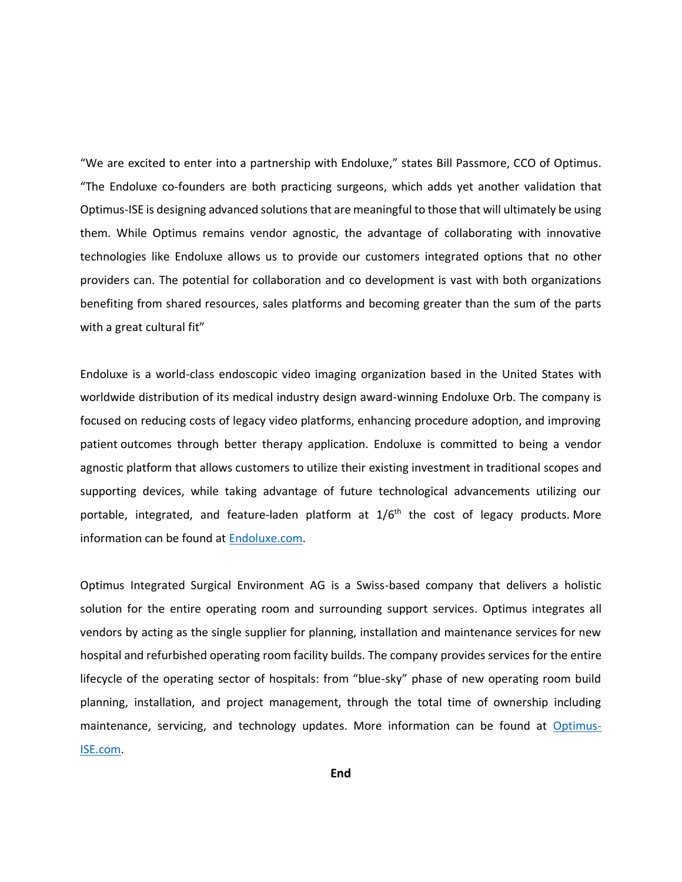"We are excited to enter into a partnership with Endoluxe," states Bill Passmore, CCO of Optimus. "The Endoluxe co-founders are both practicing surgeons, which adds yet another validation that Optimus-ISE is designing advanced solutions that are meaningful to those that will ultimately be using them. While Optimus remains vendor agnostic, the advantage of collaborating with innovative technologies like Endoluxe allows us to provide our customers integrated options that no other providers can. The potential for collaboration and co development is vast with both organizations benefiting from shared resources, sales platforms and becoming greater than the sum of the parts with a great cultural fit"

Endoluxe is a world-class endoscopic video imaging organization based in the United States with worldwide distribution of its medical industry design award-winning Endoluxe Orb. The company is focused on reducing costs of legacy video platforms, enhancing procedure adoption, and improving patient outcomes through better therapy application. Endoluxe is committed to being a vendor agnostic platform that allows customers to utilize their existing investment in traditional scopes and supporting devices, while taking advantage of future technological advancements utilizing our portable, integrated, and feature-laden platform at 1/6th the cost of legacy products. More information can be found at [Endoluxe.com](Endoluxe.com).

Optimus Integrated Surgical Environment AG is a Swiss-based company that delivers a holistic solution for the entire operating room and surrounding support services. Optimus integrates all vendors by acting as the single supplier for planning, installation and maintenance services for new hospital and refurbished operating room facility builds. The company provides services for the entire lifecycle of the operating sector of hospitals: from "blue-sky" phase of new operating room build planning, installation, and project management, through the total time of ownership including maintenance, servicing, and technology updates. More information can be found at [Optimus-ISE.com](Optimus-ISE.com).

**End**